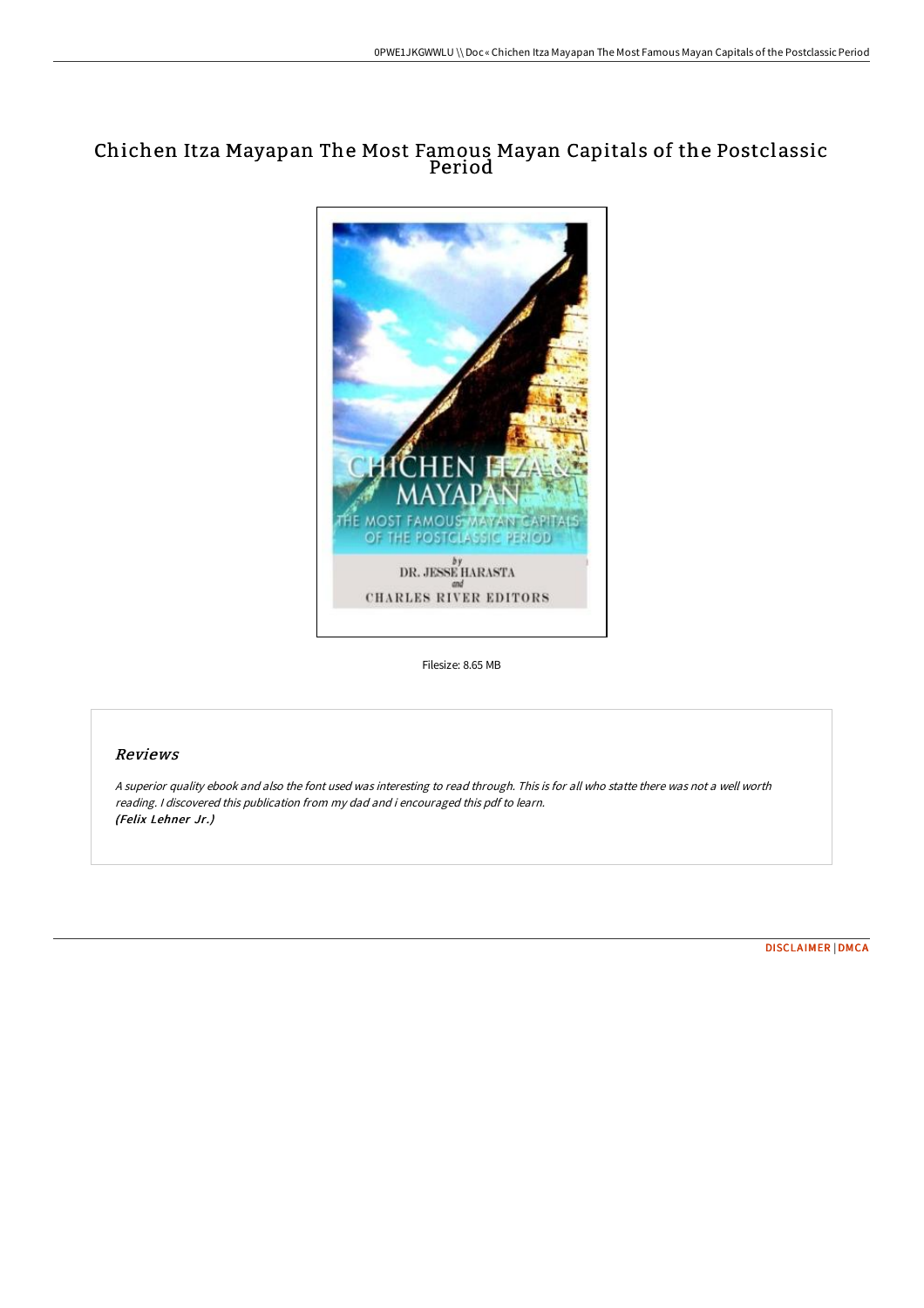# Chichen Itza Mayapan The Most Famous Mayan Capitals of the Postclassic Period

Filesize: 8.65 MB

## Reviews

*A superior quality ebook and also the font used was interesting to read through. This is for all who statte there was not a well worth reading. I discovered this publication from my dad and i encouraged this pdf to learn.*
*(Felix Lehner Jr.)*

DISCLAIMER | DMCA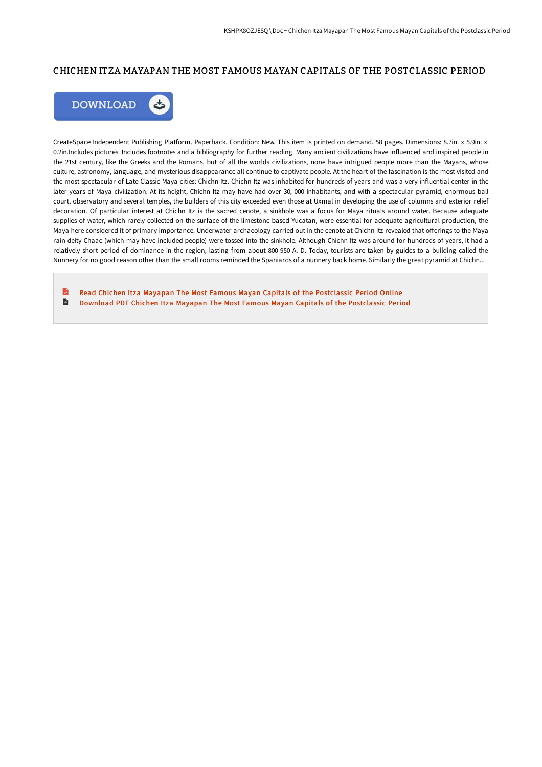# CHICHEN ITZA MAYAPAN THE MOST FAMOUS MAYAN CAPITALS OF THE POSTCLASSIC PERIOD

DOWNLOAD

CreateSpace Independent Publishing Platform. Paperback. Condition: New. This item is printed on demand. 58 pages. Dimensions: 8.7in. x 5.9in. x 0.2in.Includes pictures. Includes footnotes and a bibliography for further reading. Many ancient civilizations have influenced and inspired people in the 21st century, like the Greeks and the Romans, but of all the worlds civilizations, none have intrigued people more than the Mayans, whose culture, astronomy, language, and mysterious disappearance all continue to captivate people. At the heart of the fascination is the most visited and the most spectacular of Late Classic Maya cities: Chichn Itz. Chichn Itz was inhabited for hundreds of years and was a very influential center in the later years of Maya civilization. At its height, Chichn Itz may have had over 30, 000 inhabitants, and with a spectacular pyramid, enormous ball court, observatory and several temples, the builders of this city exceeded even those at Uxmal in developing the use of columns and exterior relief decoration. Of particular interest at Chichn Itz is the sacred cenote, a sinkhole was a focus for Maya rituals around water. Because adequate supplies of water, which rarely collected on the surface of the limestone based Yucatan, were essential for adequate agricultural production, the Maya here considered it of primary importance. Underwater archaeology carried out in the cenote at Chichn Itz revealed that offerings to the Maya rain deity Chaac (which may have included people) were tossed into the sinkhole. Although Chichn Itz was around for hundreds of years, it had a relatively short period of dominance in the region, lasting from about 800-950 A. D. Today, tourists are taken by guides to a building called the Nunnery for no good reason other than the small rooms reminded the Spaniards of a nunnery back home. Similarly the great pyramid at Chichn...

- Read Chichen Itza Mayapan The Most Famous Mayan Capitals of the Postclassic Period Online
- Download PDF Chichen Itza Mayapan The Most Famous Mayan Capitals of the Postclassic Period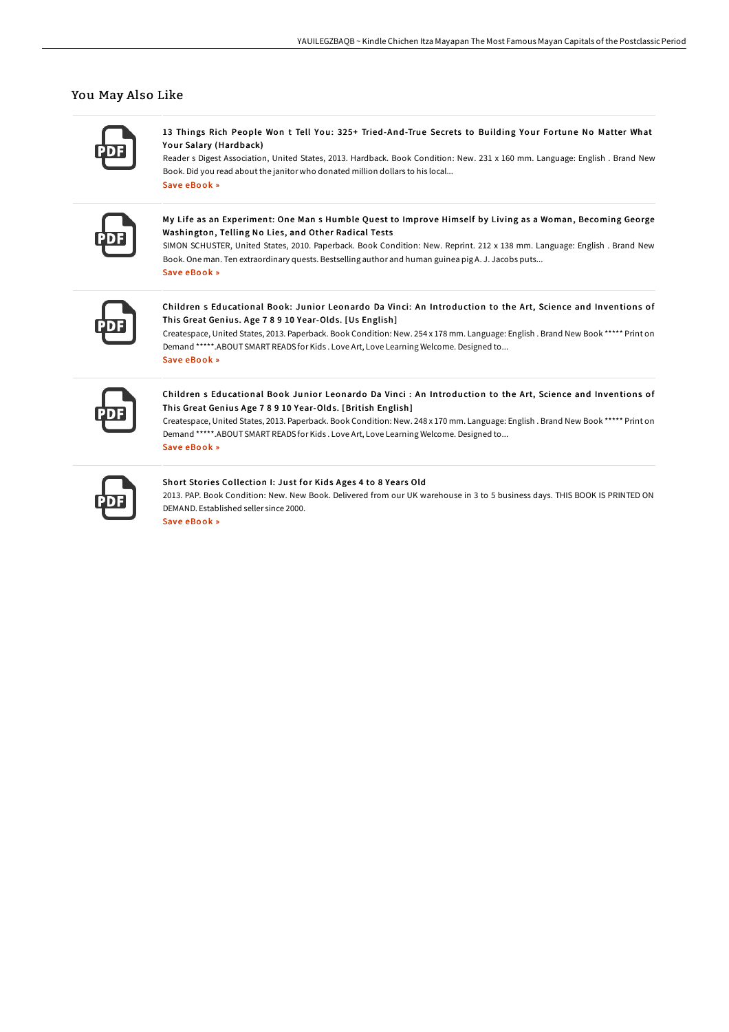## You May Also Like

**13 Things Rich People Won t Tell You: 325+ Tried-And-True Secrets to Building Your Fortune No Matter What Your Salary (Hardback)**

Reader s Digest Association, United States, 2013. Hardback. Book Condition: New. 231 x 160 mm. Language: English . Brand New Book. Did you read about the janitor who donated million dollars to his local...

Save eBook »

**My Life as an Experiment: One Man s Humble Quest to Improve Himself by Living as a Woman, Becoming George Washington, Telling No Lies, and Other Radical Tests**

SIMON SCHUSTER, United States, 2010. Paperback. Book Condition: New. Reprint. 212 x 138 mm. Language: English . Brand New Book. One man. Ten extraordinary quests. Bestselling author and human guinea pig A. J. Jacobs puts...

Save eBook »

**Children s Educational Book: Junior Leonardo Da Vinci: An Introduction to the Art, Science and Inventions of This Great Genius. Age 7 8 9 10 Year-Olds. [Us English]**

Createspace, United States, 2013. Paperback. Book Condition: New. 254 x 178 mm. Language: English . Brand New Book ***** Print on Demand *****.ABOUT SMART READS for Kids . Love Art, Love Learning Welcome. Designed to...

Save eBook »

**Children s Educational Book Junior Leonardo Da Vinci : An Introduction to the Art, Science and Inventions of This Great Genius Age 7 8 9 10 Year-Olds. [British English]**

Createspace, United States, 2013. Paperback. Book Condition: New. 248 x 170 mm. Language: English . Brand New Book ***** Print on Demand *****.ABOUT SMART READS for Kids . Love Art, Love Learning Welcome. Designed to...

Save eBook »

**Short Stories Collection I: Just for Kids Ages 4 to 8 Years Old**

2013. PAP. Book Condition: New. New Book. Delivered from our UK warehouse in 3 to 5 business days. THIS BOOK IS PRINTED ON DEMAND. Established seller since 2000.

Save eBook »